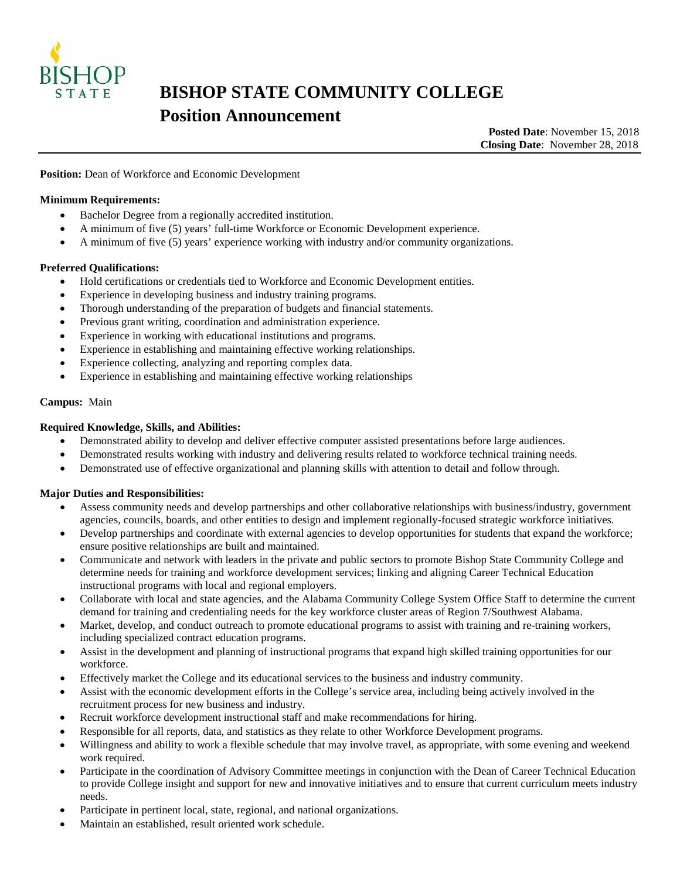# BISHOP STATE COMMUNITY COLLEGE

## Position Announcement

**Posted Date**: November 15, 2018
**Closing Date**: November 28, 2018

---

**Position:** Dean of Workforce and Economic Development

**Minimum Requirements:**

- Bachelor Degree from a regionally accredited institution.
- A minimum of five (5) years' full-time Workforce or Economic Development experience.
- A minimum of five (5) years' experience working with industry and/or community organizations.

**Preferred Qualifications:**

- Hold certifications or credentials tied to Workforce and Economic Development entities.
- Experience in developing business and industry training programs.
- Thorough understanding of the preparation of budgets and financial statements.
- Previous grant writing, coordination and administration experience.
- Experience in working with educational institutions and programs.
- Experience in establishing and maintaining effective working relationships.
- Experience collecting, analyzing and reporting complex data.
- Experience in establishing and maintaining effective working relationships

**Campus:** Main

**Required Knowledge, Skills, and Abilities:**

- Demonstrated ability to develop and deliver effective computer assisted presentations before large audiences.
- Demonstrated results working with industry and delivering results related to workforce technical training needs.
- Demonstrated use of effective organizational and planning skills with attention to detail and follow through.

**Major Duties and Responsibilities:**

- Assess community needs and develop partnerships and other collaborative relationships with business/industry, government agencies, councils, boards, and other entities to design and implement regionally-focused strategic workforce initiatives.
- Develop partnerships and coordinate with external agencies to develop opportunities for students that expand the workforce; ensure positive relationships are built and maintained.
- Communicate and network with leaders in the private and public sectors to promote Bishop State Community College and determine needs for training and workforce development services; linking and aligning Career Technical Education instructional programs with local and regional employers.
- Collaborate with local and state agencies, and the Alabama Community College System Office Staff to determine the current demand for training and credentialing needs for the key workforce cluster areas of Region 7/Southwest Alabama.
- Market, develop, and conduct outreach to promote educational programs to assist with training and re-training workers, including specialized contract education programs.
- Assist in the development and planning of instructional programs that expand high skilled training opportunities for our workforce.
- Effectively market the College and its educational services to the business and industry community.
- Assist with the economic development efforts in the College's service area, including being actively involved in the recruitment process for new business and industry.
- Recruit workforce development instructional staff and make recommendations for hiring.
- Responsible for all reports, data, and statistics as they relate to other Workforce Development programs.
- Willingness and ability to work a flexible schedule that may involve travel, as appropriate, with some evening and weekend work required.
- Participate in the coordination of Advisory Committee meetings in conjunction with the Dean of Career Technical Education to provide College insight and support for new and innovative initiatives and to ensure that current curriculum meets industry needs.
- Participate in pertinent local, state, regional, and national organizations.
- Maintain an established, result oriented work schedule.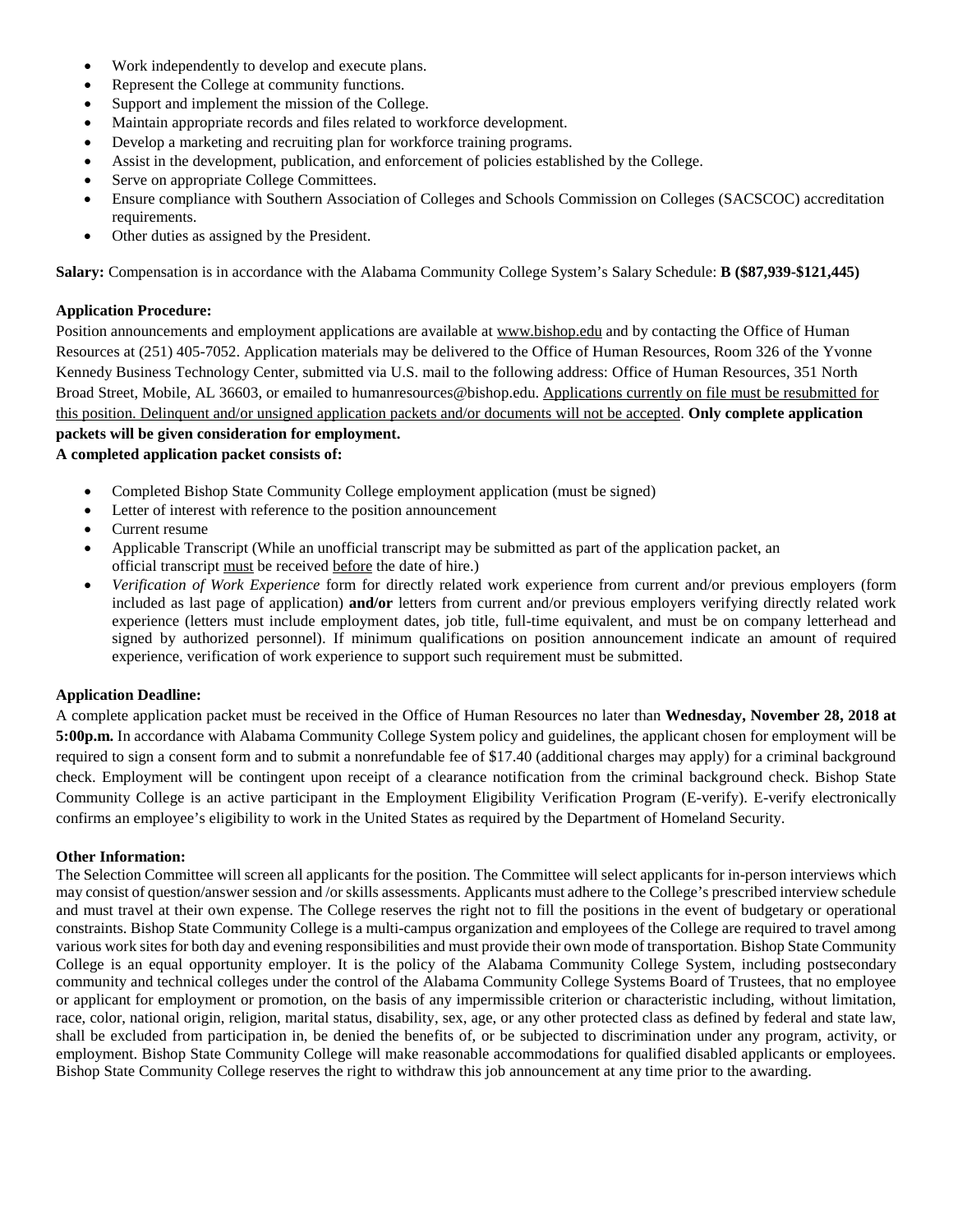- Work independently to develop and execute plans.
- Represent the College at community functions.
- Support and implement the mission of the College.
- Maintain appropriate records and files related to workforce development.
- Develop a marketing and recruiting plan for workforce training programs.
- Assist in the development, publication, and enforcement of policies established by the College.
- Serve on appropriate College Committees.
- Ensure compliance with Southern Association of Colleges and Schools Commission on Colleges (SACSCOC) accreditation requirements.
- Other duties as assigned by the President.

**Salary:** Compensation is in accordance with the Alabama Community College System's Salary Schedule: **B ($87,939-$121,445)**

**Application Procedure:**
Position announcements and employment applications are available at www.bishop.edu and by contacting the Office of Human Resources at (251) 405-7052. Application materials may be delivered to the Office of Human Resources, Room 326 of the Yvonne Kennedy Business Technology Center, submitted via U.S. mail to the following address: Office of Human Resources, 351 North Broad Street, Mobile, AL 36603, or emailed to humanresources@bishop.edu. Applications currently on file must be resubmitted for this position. Delinquent and/or unsigned application packets and/or documents will not be accepted. **Only complete application packets will be given consideration for employment.**
**A completed application packet consists of:**

- Completed Bishop State Community College employment application (must be signed)
- Letter of interest with reference to the position announcement
- Current resume
- Applicable Transcript (While an unofficial transcript may be submitted as part of the application packet, an official transcript must be received before the date of hire.)
- *Verification of Work Experience* form for directly related work experience from current and/or previous employers (form included as last page of application) **and/or** letters from current and/or previous employers verifying directly related work experience (letters must include employment dates, job title, full-time equivalent, and must be on company letterhead and signed by authorized personnel). If minimum qualifications on position announcement indicate an amount of required experience, verification of work experience to support such requirement must be submitted.

**Application Deadline:**
A complete application packet must be received in the Office of Human Resources no later than **Wednesday, November 28, 2018 at 5:00p.m.** In accordance with Alabama Community College System policy and guidelines, the applicant chosen for employment will be required to sign a consent form and to submit a nonrefundable fee of $17.40 (additional charges may apply) for a criminal background check. Employment will be contingent upon receipt of a clearance notification from the criminal background check. Bishop State Community College is an active participant in the Employment Eligibility Verification Program (E-verify). E-verify electronically confirms an employee's eligibility to work in the United States as required by the Department of Homeland Security.

**Other Information:**
The Selection Committee will screen all applicants for the position. The Committee will select applicants for in-person interviews which may consist of question/answer session and /or skills assessments. Applicants must adhere to the College's prescribed interview schedule and must travel at their own expense. The College reserves the right not to fill the positions in the event of budgetary or operational constraints. Bishop State Community College is a multi-campus organization and employees of the College are required to travel among various work sites for both day and evening responsibilities and must provide their own mode of transportation. Bishop State Community College is an equal opportunity employer. It is the policy of the Alabama Community College System, including postsecondary community and technical colleges under the control of the Alabama Community College Systems Board of Trustees, that no employee or applicant for employment or promotion, on the basis of any impermissible criterion or characteristic including, without limitation, race, color, national origin, religion, marital status, disability, sex, age, or any other protected class as defined by federal and state law, shall be excluded from participation in, be denied the benefits of, or be subjected to discrimination under any program, activity, or employment. Bishop State Community College will make reasonable accommodations for qualified disabled applicants or employees. Bishop State Community College reserves the right to withdraw this job announcement at any time prior to the awarding.